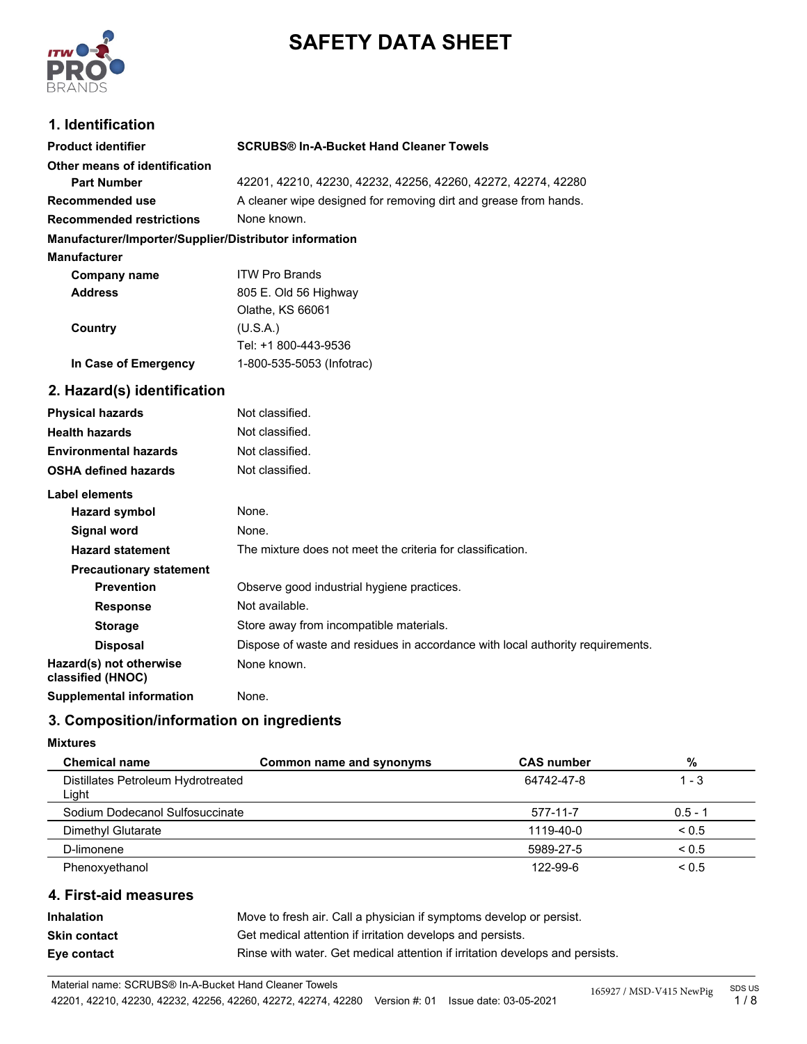# SAFETY DATA SHEET

## 1. Identification

| | |
|---|---|
| **Product identifier** | **SCRUBS® In-A-Bucket Hand Cleaner Towels** |
| **Other means of identification** | |
| **Part Number** | 42201, 42210, 42230, 42232, 42256, 42260, 42272, 42274, 42280 |
| **Recommended use** | A cleaner wipe designed for removing dirt and grease from hands. |
| **Recommended restrictions** | None known. |

**Manufacturer/Importer/Supplier/Distributor information**

**Manufacturer**

| | |
|---|---|
| **Company name** | ITW Pro Brands |
| **Address** | 805 E. Old 56 Highway<br>Olathe, KS 66061 |
| **Country** | (U.S.A.)<br>Tel: +1 800-443-9536 |
| **In Case of Emergency** | 1-800-535-5053 (Infotrac) |

## 2. Hazard(s) identification

| | |
|---|---|
| **Physical hazards** | Not classified. |
| **Health hazards** | Not classified. |
| **Environmental hazards** | Not classified. |
| **OSHA defined hazards** | Not classified. |

**Label elements**

| | |
|---|---|
| **Hazard symbol** | None. |
| **Signal word** | None. |
| **Hazard statement** | The mixture does not meet the criteria for classification. |
| **Precautionary statement** | |
| **Prevention** | Observe good industrial hygiene practices. |
| **Response** | Not available. |
| **Storage** | Store away from incompatible materials. |
| **Disposal** | Dispose of waste and residues in accordance with local authority requirements. |
| **Hazard(s) not otherwise classified (HNOC)** | None known. |
| **Supplemental information** | None. |

## 3. Composition/information on ingredients

**Mixtures**

| Chemical name | Common name and synonyms | CAS number | % |
|---|---|---|---|
| Distillates Petroleum Hydrotreated Light | | 64742-47-8 | 1 - 3 |
| Sodium Dodecanol Sulfosuccinate | | 577-11-7 | 0.5 - 1 |
| Dimethyl Glutarate | | 1119-40-0 | < 0.5 |
| D-limonene | | 5989-27-5 | < 0.5 |
| Phenoxyethanol | | 122-99-6 | < 0.5 |

## 4. First-aid measures

| | |
|---|---|
| **Inhalation** | Move to fresh air. Call a physician if symptoms develop or persist. |
| **Skin contact** | Get medical attention if irritation develops and persists. |
| **Eye contact** | Rinse with water. Get medical attention if irritation develops and persists. |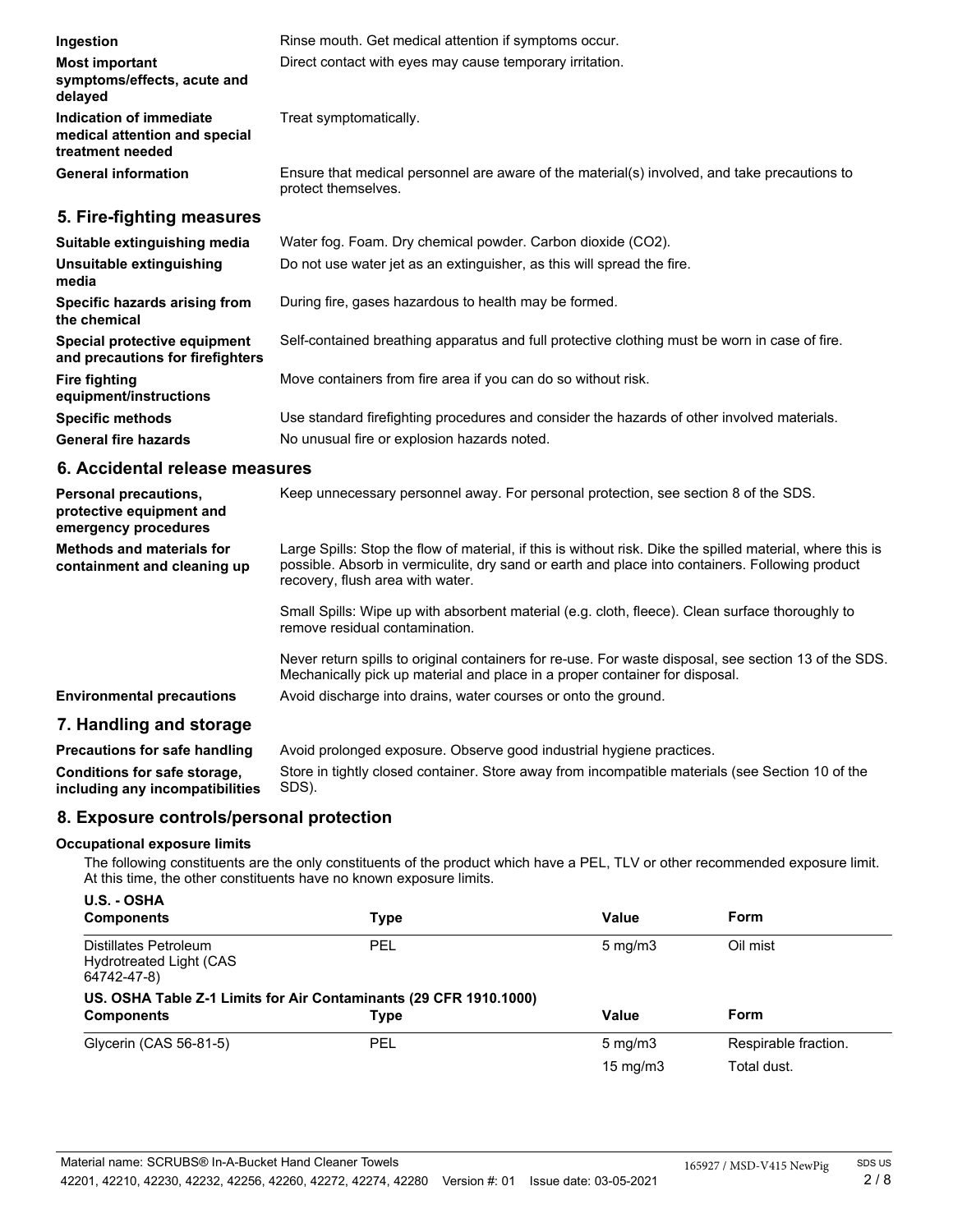| | |
|---|---|
| **Ingestion** | Rinse mouth. Get medical attention if symptoms occur. |
| **Most important symptoms/effects, acute and delayed** | Direct contact with eyes may cause temporary irritation. |
| **Indication of immediate medical attention and special treatment needed** | Treat symptomatically. |
| **General information** | Ensure that medical personnel are aware of the material(s) involved, and take precautions to protect themselves. |

## 5. Fire-fighting measures

| | |
|---|---|
| **Suitable extinguishing media** | Water fog. Foam. Dry chemical powder. Carbon dioxide ($CO_2$). |
| **Unsuitable extinguishing media** | Do not use water jet as an extinguisher, as this will spread the fire. |
| **Specific hazards arising from the chemical** | During fire, gases hazardous to health may be formed. |
| **Special protective equipment and precautions for firefighters** | Self-contained breathing apparatus and full protective clothing must be worn in case of fire. |
| **Fire fighting equipment/instructions** | Move containers from fire area if you can do so without risk. |
| **Specific methods** | Use standard firefighting procedures and consider the hazards of other involved materials. |
| **General fire hazards** | No unusual fire or explosion hazards noted. |

## 6. Accidental release measures

| | |
|---|---|
| **Personal precautions, protective equipment and emergency procedures** | Keep unnecessary personnel away. For personal protection, see section 8 of the SDS. |
| **Methods and materials for containment and cleaning up** | Large Spills: Stop the flow of material, if this is without risk. Dike the spilled material, where this is possible. Absorb in vermiculite, dry sand or earth and place into containers. Following product recovery, flush area with water.<br><br>Small Spills: Wipe up with absorbent material (e.g. cloth, fleece). Clean surface thoroughly to remove residual contamination.<br><br>Never return spills to original containers for re-use. For waste disposal, see section 13 of the SDS. Mechanically pick up material and place in a proper container for disposal. |
| **Environmental precautions** | Avoid discharge into drains, water courses or onto the ground. |

## 7. Handling and storage

| | |
|---|---|
| **Precautions for safe handling** | Avoid prolonged exposure. Observe good industrial hygiene practices. |
| **Conditions for safe storage, including any incompatibilities** | Store in tightly closed container. Store away from incompatible materials (see Section 10 of the SDS). |

## 8. Exposure controls/personal protection

### Occupational exposure limits

The following constituents are the only constituents of the product which have a PEL, TLV or other recommended exposure limit. At this time, the other constituents have no known exposure limits.

**U.S. - OSHA**

| Components | Type | Value | Form |
|---|---|---|---|
| Distillates Petroleum Hydrotreated Light (CAS 64742-47-8) | PEL | 5 mg/m3 | Oil mist |

**US. OSHA Table Z-1 Limits for Air Contaminants (29 CFR 1910.1000)**

| Components | Type | Value | Form |
|---|---|---|---|
| Glycerin (CAS 56-81-5) | PEL | 5 mg/m3 | Respirable fraction. |
| | | 15 mg/m3 | Total dust. |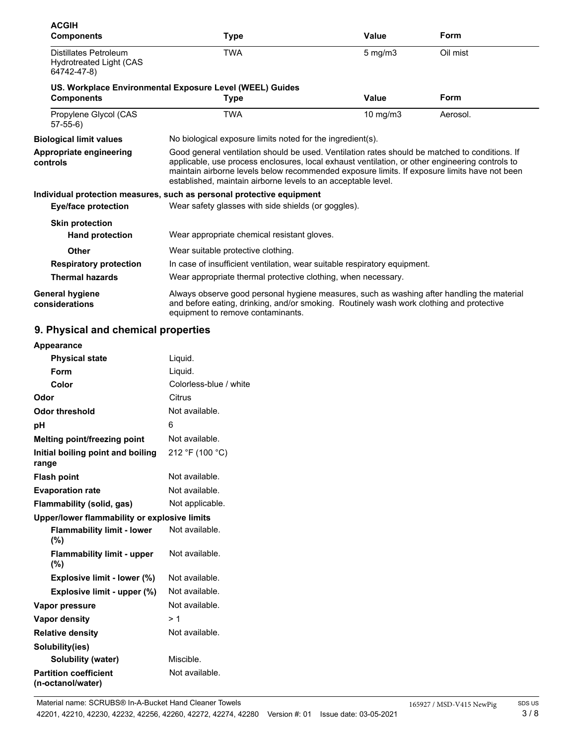**ACGIH**

| Components | Type | Value | Form |
| --- | --- | --- | --- |
| Distillates Petroleum Hydrotreated Light (CAS 64742-47-8) | TWA | 5 mg/m3 | Oil mist |

**US. Workplace Environmental Exposure Level (WEEL) Guides**

| Components | Type | Value | Form |
| --- | --- | --- | --- |
| Propylene Glycol (CAS 57-55-6) | TWA | 10 mg/m3 | Aerosol. |

**Biological limit values** No biological exposure limits noted for the ingredient(s).

**Appropriate engineering controls** Good general ventilation should be used. Ventilation rates should be matched to conditions. If applicable, use process enclosures, local exhaust ventilation, or other engineering controls to maintain airborne levels below recommended exposure limits. If exposure limits have not been established, maintain airborne levels to an acceptable level.

**Individual protection measures, such as personal protective equipment**

**Eye/face protection** Wear safety glasses with side shields (or goggles).

**Skin protection**

**Hand protection** Wear appropriate chemical resistant gloves.

**Other** Wear suitable protective clothing.

**Respiratory protection** In case of insufficient ventilation, wear suitable respiratory equipment.

**Thermal hazards** Wear appropriate thermal protective clothing, when necessary.

**General hygiene considerations** Always observe good personal hygiene measures, such as washing after handling the material and before eating, drinking, and/or smoking. Routinely wash work clothing and protective equipment to remove contaminants.

## 9. Physical and chemical properties

**Appearance**

| | |
| --- | --- |
| **Physical state** | Liquid. |
| **Form** | Liquid. |
| **Color** | Colorless-blue / white |
| **Odor** | Citrus |
| **Odor threshold** | Not available. |
| **pH** | 6 |
| **Melting point/freezing point** | Not available. |
| **Initial boiling point and boiling range** | 212 °F (100 °C) |
| **Flash point** | Not available. |
| **Evaporation rate** | Not available. |
| **Flammability (solid, gas)** | Not applicable. |

**Upper/lower flammability or explosive limits**

| | |
| --- | --- |
| **Flammability limit - lower (%)** | Not available. |
| **Flammability limit - upper (%)** | Not available. |
| **Explosive limit - lower (%)** | Not available. |
| **Explosive limit - upper (%)** | Not available. |
| **Vapor pressure** | Not available. |
| **Vapor density** | > 1 |
| **Relative density** | Not available. |

**Solubility(ies)**

| | |
| --- | --- |
| **Solubility (water)** | Miscible. |
| **Partition coefficient (n-octanol/water)** | Not available. |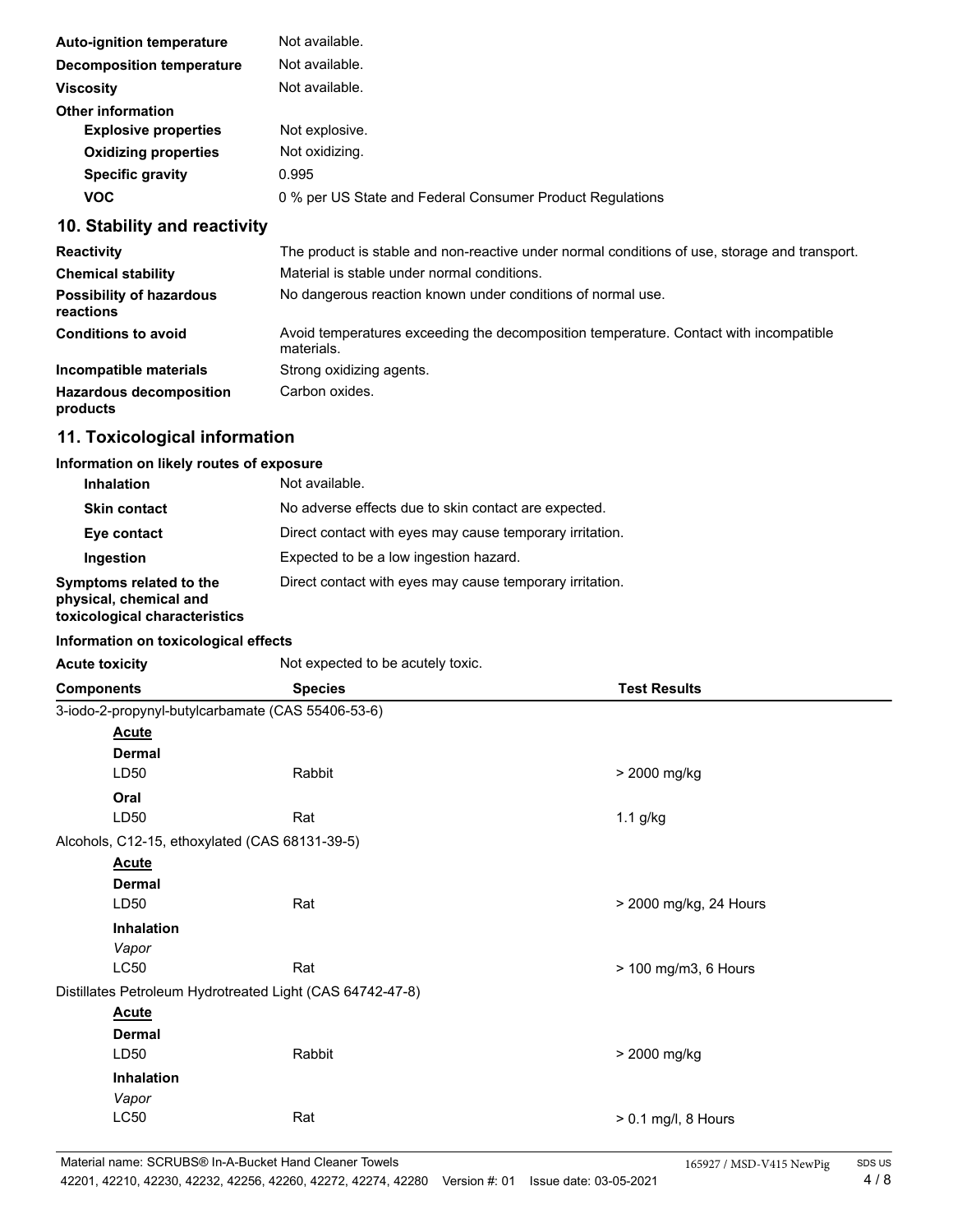| | |
|---|---|
| **Auto-ignition temperature** | Not available. |
| **Decomposition temperature** | Not available. |
| **Viscosity** | Not available. |
| **Other information** | |
| **Explosive properties** | Not explosive. |
| **Oxidizing properties** | Not oxidizing. |
| **Specific gravity** | 0.995 |
| **VOC** | 0 % per US State and Federal Consumer Product Regulations |

## 10. Stability and reactivity

| | |
|---|---|
| **Reactivity** | The product is stable and non-reactive under normal conditions of use, storage and transport. |
| **Chemical stability** | Material is stable under normal conditions. |
| **Possibility of hazardous reactions** | No dangerous reaction known under conditions of normal use. |
| **Conditions to avoid** | Avoid temperatures exceeding the decomposition temperature. Contact with incompatible materials. |
| **Incompatible materials** | Strong oxidizing agents. |
| **Hazardous decomposition products** | Carbon oxides. |

## 11. Toxicological information

**Information on likely routes of exposure**

| | |
|---|---|
| **Inhalation** | Not available. |
| **Skin contact** | No adverse effects due to skin contact are expected. |
| **Eye contact** | Direct contact with eyes may cause temporary irritation. |
| **Ingestion** | Expected to be a low ingestion hazard. |
| **Symptoms related to the physical, chemical and toxicological characteristics** | Direct contact with eyes may cause temporary irritation. |

**Information on toxicological effects**

**Acute toxicity** Not expected to be acutely toxic.

| Components | Species | Test Results |
|---|---|---|
| 3-iodo-2-propynyl-butylcarbamate (CAS 55406-53-6) | | |
| **Acute** | | |
| **Dermal** | | |
| LD50 | Rabbit | > 2000 mg/kg |
| **Oral** | | |
| LD50 | Rat | 1.1 g/kg |
| Alcohols, C12-15, ethoxylated (CAS 68131-39-5) | | |
| **Acute** | | |
| **Dermal** | | |
| LD50 | Rat | > 2000 mg/kg, 24 Hours |
| **Inhalation** | | |
| *Vapor* | | |
| LC50 | Rat | > 100 mg/m3, 6 Hours |
| Distillates Petroleum Hydrotreated Light (CAS 64742-47-8) | | |
| **Acute** | | |
| **Dermal** | | |
| LD50 | Rabbit | > 2000 mg/kg |
| **Inhalation** | | |
| *Vapor* | | |
| LC50 | Rat | > 0.1 mg/l, 8 Hours |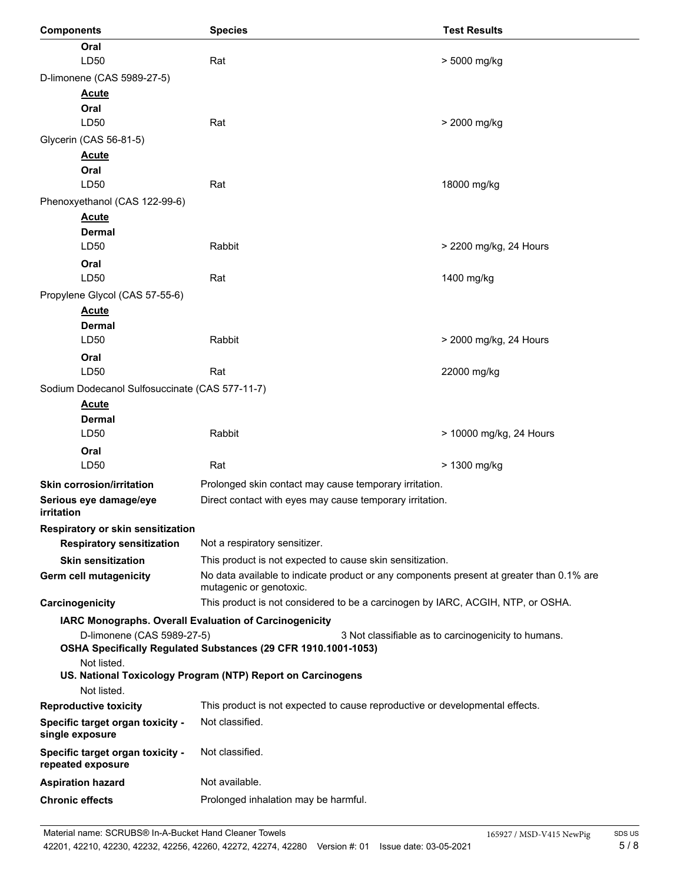| Components | Species | Test Results |
|---|---|---|
| **Oral** | | |
| LD50 | Rat | > 5000 mg/kg |
| D-limonene (CAS 5989-27-5) | | |
| **Acute** | | |
| **Oral** | | |
| LD50 | Rat | > 2000 mg/kg |
| Glycerin (CAS 56-81-5) | | |
| **Acute** | | |
| **Oral** | | |
| LD50 | Rat | 18000 mg/kg |
| Phenoxyethanol (CAS 122-99-6) | | |
| **Acute** | | |
| **Dermal** | | |
| LD50 | Rabbit | > 2200 mg/kg, 24 Hours |
| **Oral** | | |
| LD50 | Rat | 1400 mg/kg |
| Propylene Glycol (CAS 57-55-6) | | |
| **Acute** | | |
| **Dermal** | | |
| LD50 | Rabbit | > 2000 mg/kg, 24 Hours |
| **Oral** | | |
| LD50 | Rat | 22000 mg/kg |
| Sodium Dodecanol Sulfosuccinate (CAS 577-11-7) | | |
| **Acute** | | |
| **Dermal** | | |
| LD50 | Rabbit | > 10000 mg/kg, 24 Hours |
| **Oral** | | |
| LD50 | Rat | > 1300 mg/kg |

**Skin corrosion/irritation** Prolonged skin contact may cause temporary irritation.

**Serious eye damage/eye irritation** Direct contact with eyes may cause temporary irritation.

**Respiratory or skin sensitization**

**Respiratory sensitization** Not a respiratory sensitizer.

**Skin sensitization** This product is not expected to cause skin sensitization.

**Germ cell mutagenicity** No data available to indicate product or any components present at greater than 0.1% are mutagenic or genotoxic.

**Carcinogenicity** This product is not considered to be a carcinogen by IARC, ACGIH, NTP, or OSHA.

**IARC Monographs. Overall Evaluation of Carcinogenicity**

D-limonene (CAS 5989-27-5) 3 Not classifiable as to carcinogenicity to humans.

**OSHA Specifically Regulated Substances (29 CFR 1910.1001-1053)**

Not listed.

**US. National Toxicology Program (NTP) Report on Carcinogens**

Not listed.

**Reproductive toxicity** This product is not expected to cause reproductive or developmental effects.

**Specific target organ toxicity - single exposure** Not classified.

**Specific target organ toxicity - repeated exposure** Not classified.

**Aspiration hazard** Not available.

**Chronic effects** Prolonged inhalation may be harmful.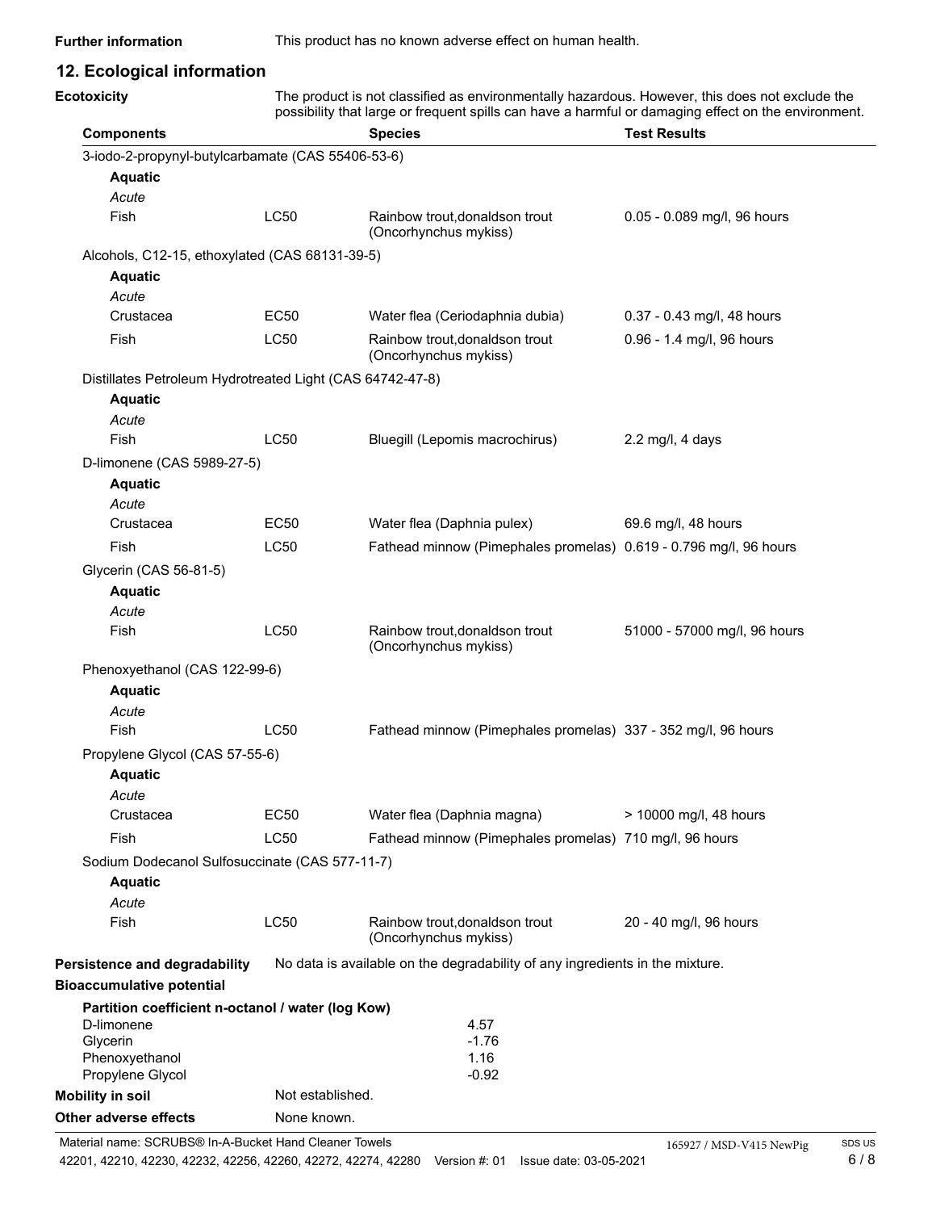**Further information** This product has no known adverse effect on human health.

## 12. Ecological information

**Ecotoxicity** The product is not classified as environmentally hazardous. However, this does not exclude the possibility that large or frequent spills can have a harmful or damaging effect on the environment.

| Components | | Species | Test Results |
|---|---|---|---|
| 3-iodo-2-propynyl-butylcarbamate (CAS 55406-53-6) | | | |
| **Aquatic** | | | |
| *Acute* | | | |
| Fish | LC50 | Rainbow trout,donaldson trout (Oncorhynchus mykiss) | 0.05 - 0.089 mg/l, 96 hours |
| Alcohols, C12-15, ethoxylated (CAS 68131-39-5) | | | |
| **Aquatic** | | | |
| *Acute* | | | |
| Crustacea | EC50 | Water flea (Ceriodaphnia dubia) | 0.37 - 0.43 mg/l, 48 hours |
| Fish | LC50 | Rainbow trout,donaldson trout (Oncorhynchus mykiss) | 0.96 - 1.4 mg/l, 96 hours |
| Distillates Petroleum Hydrotreated Light (CAS 64742-47-8) | | | |
| **Aquatic** | | | |
| *Acute* | | | |
| Fish | LC50 | Bluegill (Lepomis macrochirus) | 2.2 mg/l, 4 days |
| D-limonene (CAS 5989-27-5) | | | |
| **Aquatic** | | | |
| *Acute* | | | |
| Crustacea | EC50 | Water flea (Daphnia pulex) | 69.6 mg/l, 48 hours |
| Fish | LC50 | Fathead minnow (Pimephales promelas) | 0.619 - 0.796 mg/l, 96 hours |
| Glycerin (CAS 56-81-5) | | | |
| **Aquatic** | | | |
| *Acute* | | | |
| Fish | LC50 | Rainbow trout,donaldson trout (Oncorhynchus mykiss) | 51000 - 57000 mg/l, 96 hours |
| Phenoxyethanol (CAS 122-99-6) | | | |
| **Aquatic** | | | |
| *Acute* | | | |
| Fish | LC50 | Fathead minnow (Pimephales promelas) | 337 - 352 mg/l, 96 hours |
| Propylene Glycol (CAS 57-55-6) | | | |
| **Aquatic** | | | |
| *Acute* | | | |
| Crustacea | EC50 | Water flea (Daphnia magna) | > 10000 mg/l, 48 hours |
| Fish | LC50 | Fathead minnow (Pimephales promelas) | 710 mg/l, 96 hours |
| Sodium Dodecanol Sulfosuccinate (CAS 577-11-7) | | | |
| **Aquatic** | | | |
| *Acute* | | | |
| Fish | LC50 | Rainbow trout,donaldson trout (Oncorhynchus mykiss) | 20 - 40 mg/l, 96 hours |

**Persistence and degradability** No data is available on the degradability of any ingredients in the mixture.

**Bioaccumulative potential**

**Partition coefficient n-octanol / water (log Kow)**

| Component | log Kow |
|---|---|
| D-limonene | 4.57 |
| Glycerin | -1.76 |
| Phenoxyethanol | 1.16 |
| Propylene Glycol | -0.92 |

**Mobility in soil** Not established.

**Other adverse effects** None known.

Material name: SCRUBS® In-A-Bucket Hand Cleaner Towels
42201, 42210, 42230, 42232, 42256, 42260, 42272, 42274, 42280 Version #: 01 Issue date: 03-05-2021
165927 / MSD-V415 NewPig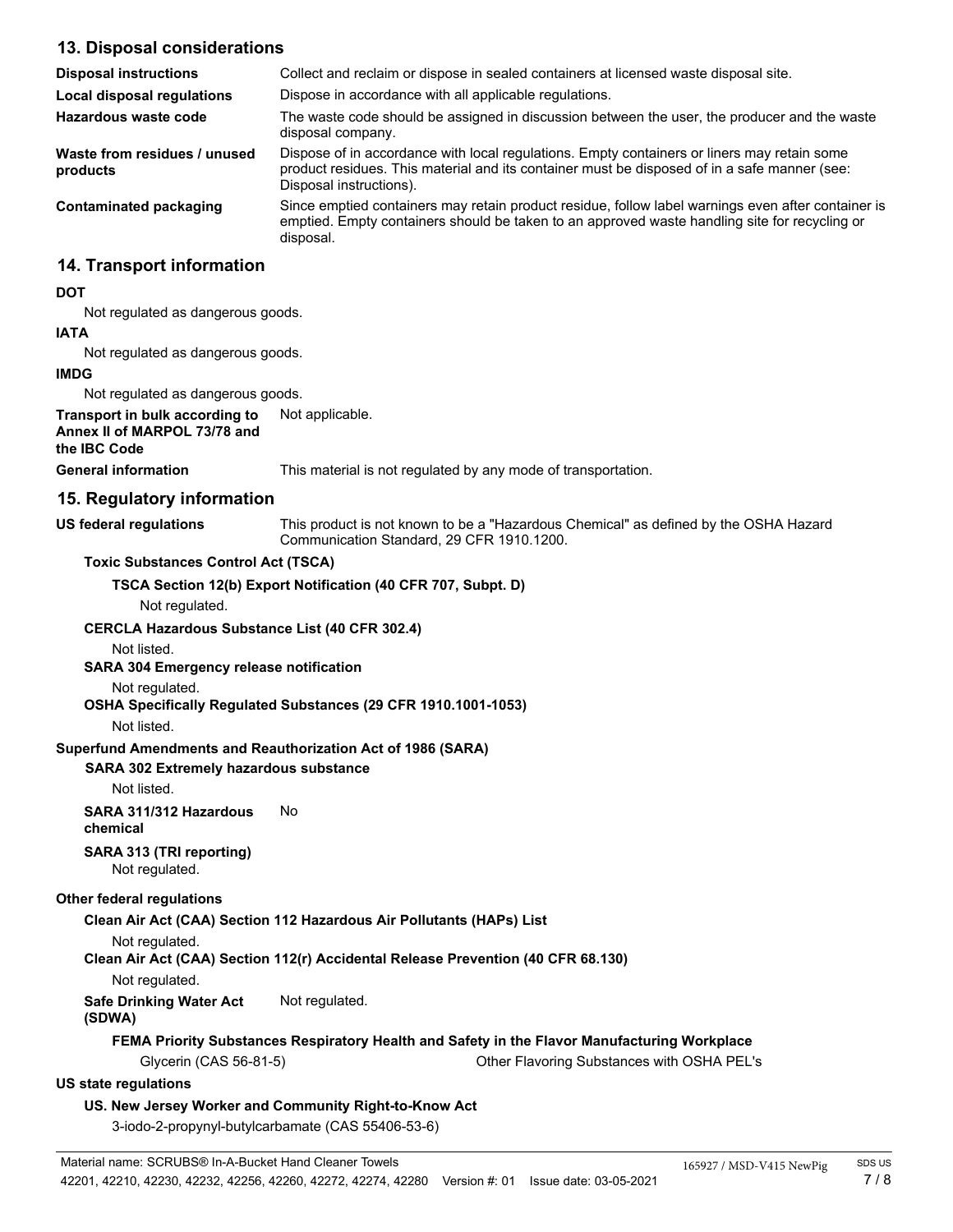## 13. Disposal considerations

| | |
|---|---|
| **Disposal instructions** | Collect and reclaim or dispose in sealed containers at licensed waste disposal site. |
| **Local disposal regulations** | Dispose in accordance with all applicable regulations. |
| **Hazardous waste code** | The waste code should be assigned in discussion between the user, the producer and the waste disposal company. |
| **Waste from residues / unused products** | Dispose of in accordance with local regulations. Empty containers or liners may retain some product residues. This material and its container must be disposed of in a safe manner (see: Disposal instructions). |
| **Contaminated packaging** | Since emptied containers may retain product residue, follow label warnings even after container is emptied. Empty containers should be taken to an approved waste handling site for recycling or disposal. |

## 14. Transport information

**DOT**

Not regulated as dangerous goods.

**IATA**

Not regulated as dangerous goods.

**IMDG**

Not regulated as dangerous goods.

**Transport in bulk according to Annex II of MARPOL 73/78 and the IBC Code** Not applicable.

**General information** This material is not regulated by any mode of transportation.

## 15. Regulatory information

**US federal regulations** This product is not known to be a "Hazardous Chemical" as defined by the OSHA Hazard Communication Standard, 29 CFR 1910.1200.

**Toxic Substances Control Act (TSCA)**

**TSCA Section 12(b) Export Notification (40 CFR 707, Subpt. D)**

Not regulated.

**CERCLA Hazardous Substance List (40 CFR 302.4)**

Not listed.

**SARA 304 Emergency release notification**

Not regulated.

**OSHA Specifically Regulated Substances (29 CFR 1910.1001-1053)**

Not listed.

**Superfund Amendments and Reauthorization Act of 1986 (SARA)**

**SARA 302 Extremely hazardous substance**

Not listed.

**SARA 311/312 Hazardous chemical** No

**SARA 313 (TRI reporting)**

Not regulated.

**Other federal regulations**

**Clean Air Act (CAA) Section 112 Hazardous Air Pollutants (HAPs) List**

Not regulated.

**Clean Air Act (CAA) Section 112(r) Accidental Release Prevention (40 CFR 68.130)**

Not regulated.

**Safe Drinking Water Act (SDWA)** Not regulated.

**FEMA Priority Substances Respiratory Health and Safety in the Flavor Manufacturing Workplace**

| | |
|---|---|
| Glycerin (CAS 56-81-5) | Other Flavoring Substances with OSHA PEL's |

**US state regulations**

**US. New Jersey Worker and Community Right-to-Know Act**

3-iodo-2-propynyl-butylcarbamate (CAS 55406-53-6)

Material name: SCRUBS® In-A-Bucket Hand Cleaner Towels 165927 / MSD-V415 NewPig SDS US

42201, 42210, 42230, 42232, 42256, 42260, 42272, 42274, 42280 Version #: 01 Issue date: 03-05-2021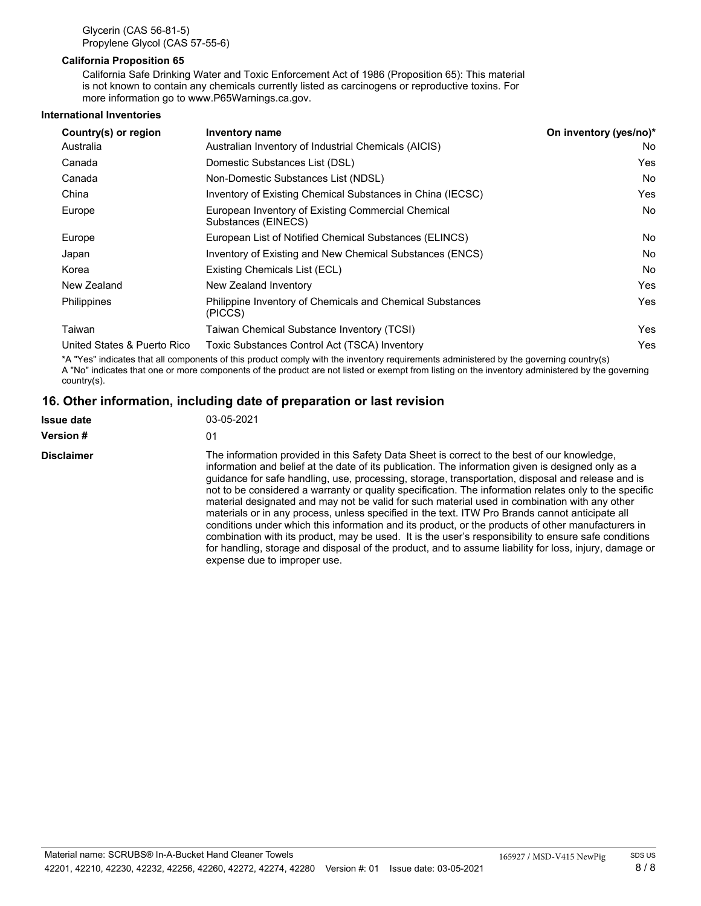Glycerin (CAS 56-81-5)
Propylene Glycol (CAS 57-55-6)

**California Proposition 65**

California Safe Drinking Water and Toxic Enforcement Act of 1986 (Proposition 65): This material is not known to contain any chemicals currently listed as carcinogens or reproductive toxins. For more information go to www.P65Warnings.ca.gov.

**International Inventories**

| Country(s) or region | Inventory name | On inventory (yes/no)* |
|---|---|---|
| Australia | Australian Inventory of Industrial Chemicals (AICIS) | No |
| Canada | Domestic Substances List (DSL) | Yes |
| Canada | Non-Domestic Substances List (NDSL) | No |
| China | Inventory of Existing Chemical Substances in China (IECSC) | Yes |
| Europe | European Inventory of Existing Commercial Chemical Substances (EINECS) | No |
| Europe | European List of Notified Chemical Substances (ELINCS) | No |
| Japan | Inventory of Existing and New Chemical Substances (ENCS) | No |
| Korea | Existing Chemicals List (ECL) | No |
| New Zealand | New Zealand Inventory | Yes |
| Philippines | Philippine Inventory of Chemicals and Chemical Substances (PICCS) | Yes |
| Taiwan | Taiwan Chemical Substance Inventory (TCSI) | Yes |
| United States & Puerto Rico | Toxic Substances Control Act (TSCA) Inventory | Yes |

*A "Yes" indicates that all components of this product comply with the inventory requirements administered by the governing country(s)
A "No" indicates that one or more components of the product are not listed or exempt from listing on the inventory administered by the governing country(s).

## 16. Other information, including date of preparation or last revision

**Issue date** 03-05-2021

**Version #** 01

**Disclaimer** The information provided in this Safety Data Sheet is correct to the best of our knowledge, information and belief at the date of its publication. The information given is designed only as a guidance for safe handling, use, processing, storage, transportation, disposal and release and is not to be considered a warranty or quality specification. The information relates only to the specific material designated and may not be valid for such material used in combination with any other materials or in any process, unless specified in the text. ITW Pro Brands cannot anticipate all conditions under which this information and its product, or the products of other manufacturers in combination with its product, may be used. It is the user's responsibility to ensure safe conditions for handling, storage and disposal of the product, and to assume liability for loss, injury, damage or expense due to improper use.